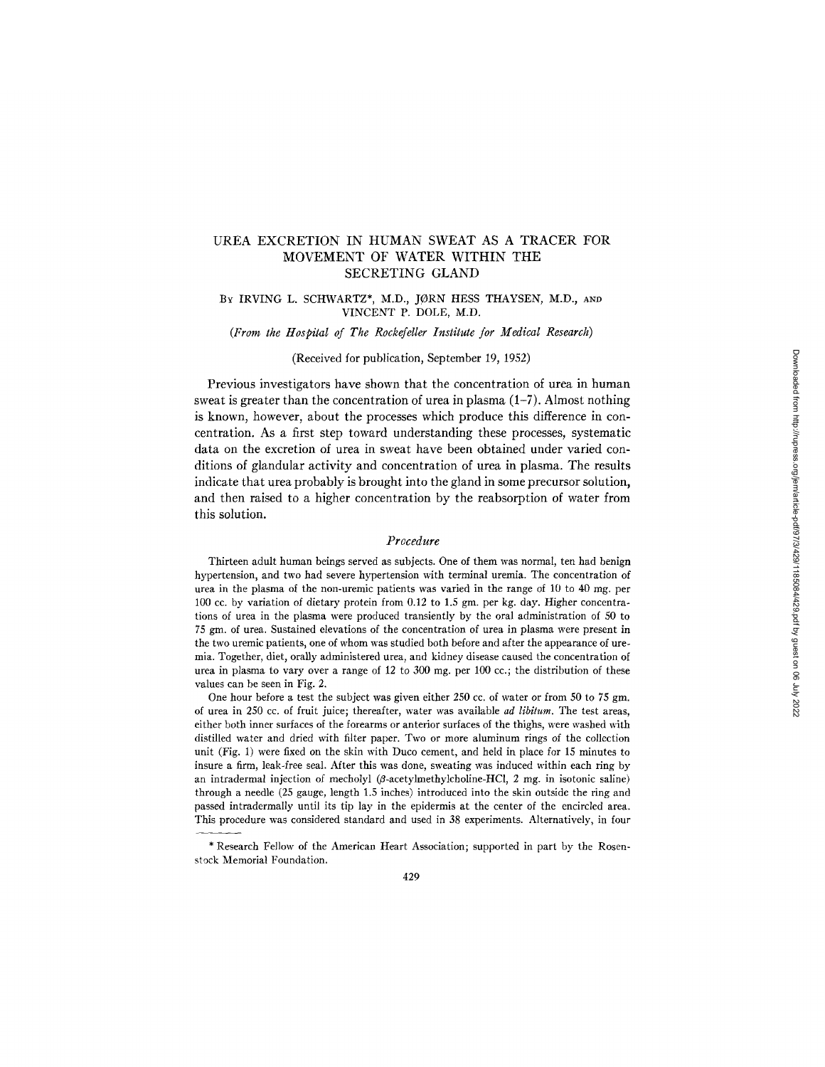# UREA EXCRETION IN HUMAN SWEAT AS A TRACER FOR MOVEMENT OF WATER WITHIN THE SECRETING GLAND

BY IRVING L. SCHWARTZ*, M.D., JØRN HESS THAYSEN, M.D., AND VINCENT P. DOLE, M.D.

*(From the Hospital of The Rockefeller Institute for Medical Research)*

(Received for publication, September 19, 1952)

Previous investigators have shown that the concentration of urea in human sweat is greater than the concentration of urea in plasma (1–7). Almost nothing is known, however, about the processes which produce this difference in concentration. As a first step toward understanding these processes, systematic data on the excretion of urea in sweat have been obtained under varied conditions of glandular activity and concentration of urea in plasma. The results indicate that urea probably is brought into the gland in some precursor solution, and then raised to a higher concentration by the reabsorption of water from this solution.

## *Procedure*

Thirteen adult human beings served as subjects. One of them was normal, ten had benign hypertension, and two had severe hypertension with terminal uremia. The concentration of urea in the plasma of the non-uremic patients was varied in the range of 10 to 40 mg. per 100 cc. by variation of dietary protein from 0.12 to 1.5 gm. per kg. day. Higher concentrations of urea in the plasma were produced transiently by the oral administration of 50 to 75 gm. of urea. Sustained elevations of the concentration of urea in plasma were present in the two uremic patients, one of whom was studied both before and after the appearance of uremia. Together, diet, orally administered urea, and kidney disease caused the concentration of urea in plasma to vary over a range of 12 to 300 mg. per 100 cc.; the distribution of these values can be seen in Fig. 2.

One hour before a test the subject was given either 250 cc. of water or from 50 to 75 gm. of urea in 250 cc. of fruit juice; thereafter, water was available *ad libitum*. The test areas, either both inner surfaces of the forearms or anterior surfaces of the thighs, were washed with distilled water and dried with filter paper. Two or more aluminum rings of the collection unit (Fig. 1) were fixed on the skin with Duco cement, and held in place for 15 minutes to insure a firm, leak-free seal. After this was done, sweating was induced within each ring by an intradermal injection of mecholyl (β-acetylmethylcholine-HCl, 2 mg. in isotonic saline) through a needle (25 gauge, length 1.5 inches) introduced into the skin outside the ring and passed intradermally until its tip lay in the epidermis at the center of the encircled area. This procedure was considered standard and used in 38 experiments. Alternatively, in four

* Research Fellow of the American Heart Association; supported in part by the Rosenstock Memorial Foundation.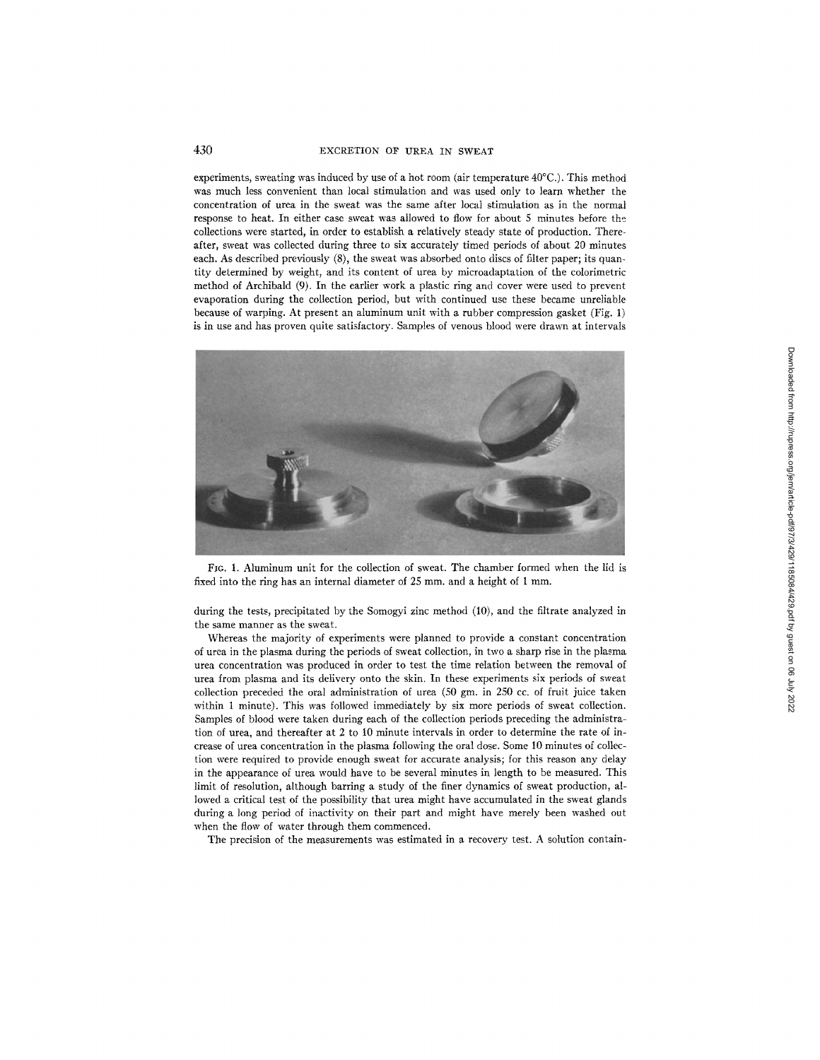experiments, sweating was induced by use of a hot room (air temperature 40°C.). This method was much less convenient than local stimulation and was used only to learn whether the concentration of urea in the sweat was the same after local stimulation as in the normal response to heat. In either case sweat was allowed to flow for about 5 minutes before the collections were started, in order to establish a relatively steady state of production. Thereafter, sweat was collected during three to six accurately timed periods of about 20 minutes each. As described previously (8), the sweat was absorbed onto discs of filter paper; its quantity determined by weight, and its content of urea by microadaptation of the colorimetric method of Archibald (9). In the earlier work a plastic ring and cover were used to prevent evaporation during the collection period, but with continued use these became unreliable because of warping. At present an aluminum unit with a rubber compression gasket (Fig. 1) is in use and has proven quite satisfactory. Samples of venous blood were drawn at intervals

FIG. 1. Aluminum unit for the collection of sweat. The chamber formed when the lid is fixed into the ring has an internal diameter of 25 mm. and a height of 1 mm.

during the tests, precipitated by the Somogyi zinc method (10), and the filtrate analyzed in the same manner as the sweat.

Whereas the majority of experiments were planned to provide a constant concentration of urea in the plasma during the periods of sweat collection, in two a sharp rise in the plasma urea concentration was produced in order to test the time relation between the removal of urea from plasma and its delivery onto the skin. In these experiments six periods of sweat collection preceded the oral administration of urea (50 gm. in 250 cc. of fruit juice taken within 1 minute). This was followed immediately by six more periods of sweat collection. Samples of blood were taken during each of the collection periods preceding the administration of urea, and thereafter at 2 to 10 minute intervals in order to determine the rate of increase of urea concentration in the plasma following the oral dose. Some 10 minutes of collection were required to provide enough sweat for accurate analysis; for this reason any delay in the appearance of urea would have to be several minutes in length to be measured. This limit of resolution, although barring a study of the finer dynamics of sweat production, allowed a critical test of the possibility that urea might have accumulated in the sweat glands during a long period of inactivity on their part and might have merely been washed out when the flow of water through them commenced.

The precision of the measurements was estimated in a recovery test. A solution contain-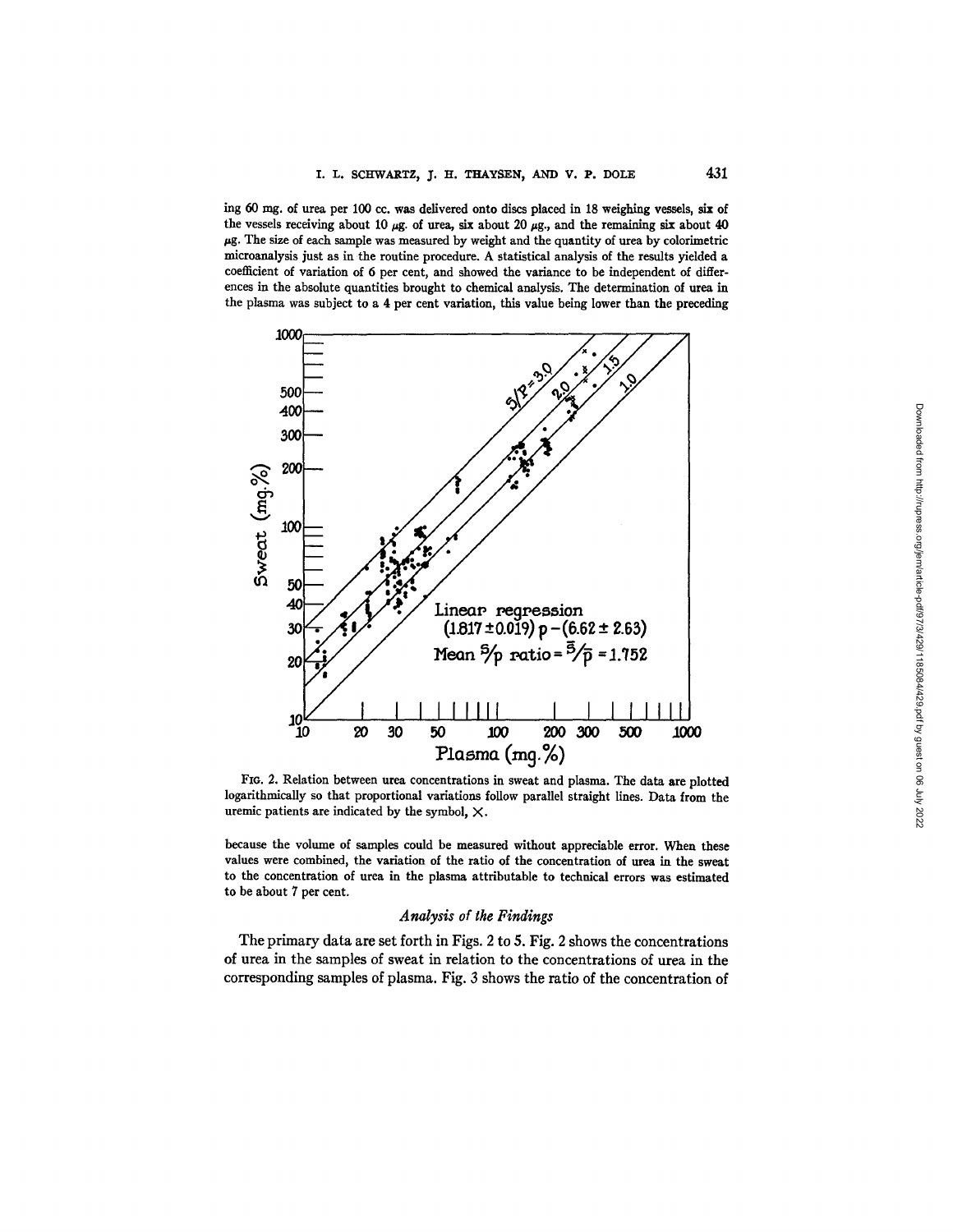ing 60 mg. of urea per 100 cc. was delivered onto discs placed in 18 weighing vessels, six of the vessels receiving about 10 $\mu$g. of urea, six about 20 $\mu$g., and the remaining six about 40 $\mu$g. The size of each sample was measured by weight and the quantity of urea by colorimetric microanalysis just as in the routine procedure. A statistical analysis of the results yielded a coefficient of variation of 6 per cent, and showed the variance to be independent of differences in the absolute quantities brought to chemical analysis. The determination of urea in the plasma was subject to a 4 per cent variation, this value being lower than the preceding

FIG. 2. Relation between urea concentrations in sweat and plasma. The data are plotted logarithmically so that proportional variations follow parallel straight lines. Data from the uremic patients are indicated by the symbol, ×.

because the volume of samples could be measured without appreciable error. When these values were combined, the variation of the ratio of the concentration of urea in the sweat to the concentration of urea in the plasma attributable to technical errors was estimated to be about 7 per cent.

### *Analysis of the Findings*

The primary data are set forth in Figs. 2 to 5. Fig. 2 shows the concentrations of urea in the samples of sweat in relation to the concentrations of urea in the corresponding samples of plasma. Fig. 3 shows the ratio of the concentration of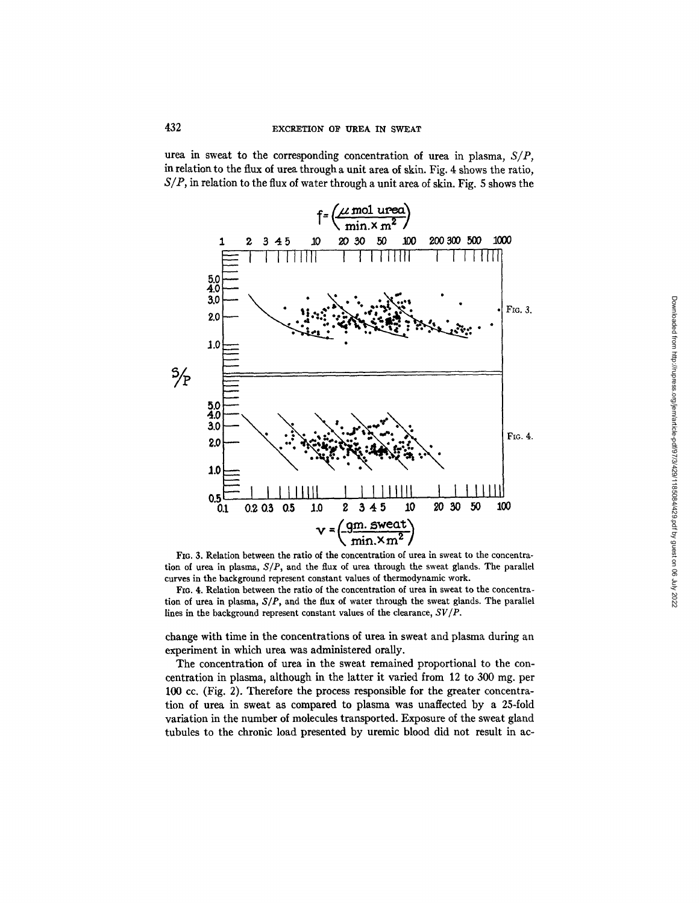urea in sweat to the corresponding concentration of urea in plasma, $S/P$, in relation to the flux of urea through a unit area of skin. Fig. 4 shows the ratio, $S/P$, in relation to the flux of water through a unit area of skin. Fig. 5 shows the

FIG. 3. Relation between the ratio of the concentration of urea in sweat to the concentration of urea in plasma, $S/P$, and the flux of urea through the sweat glands. The parallel curves in the background represent constant values of thermodynamic work.

FIG. 4. Relation between the ratio of the concentration of urea in sweat to the concentration of urea in plasma, $S/P$, and the flux of water through the sweat glands. The parallel lines in the background represent constant values of the clearance, $SV/P$.

change with time in the concentrations of urea in sweat and plasma during an experiment in which urea was administered orally.

The concentration of urea in the sweat remained proportional to the concentration in plasma, although in the latter it varied from 12 to 300 mg. per 100 cc. (Fig. 2). Therefore the process responsible for the greater concentration of urea in sweat as compared to plasma was unaffected by a 25-fold variation in the number of molecules transported. Exposure of the sweat gland tubules to the chronic load presented by uremic blood did not result in ac-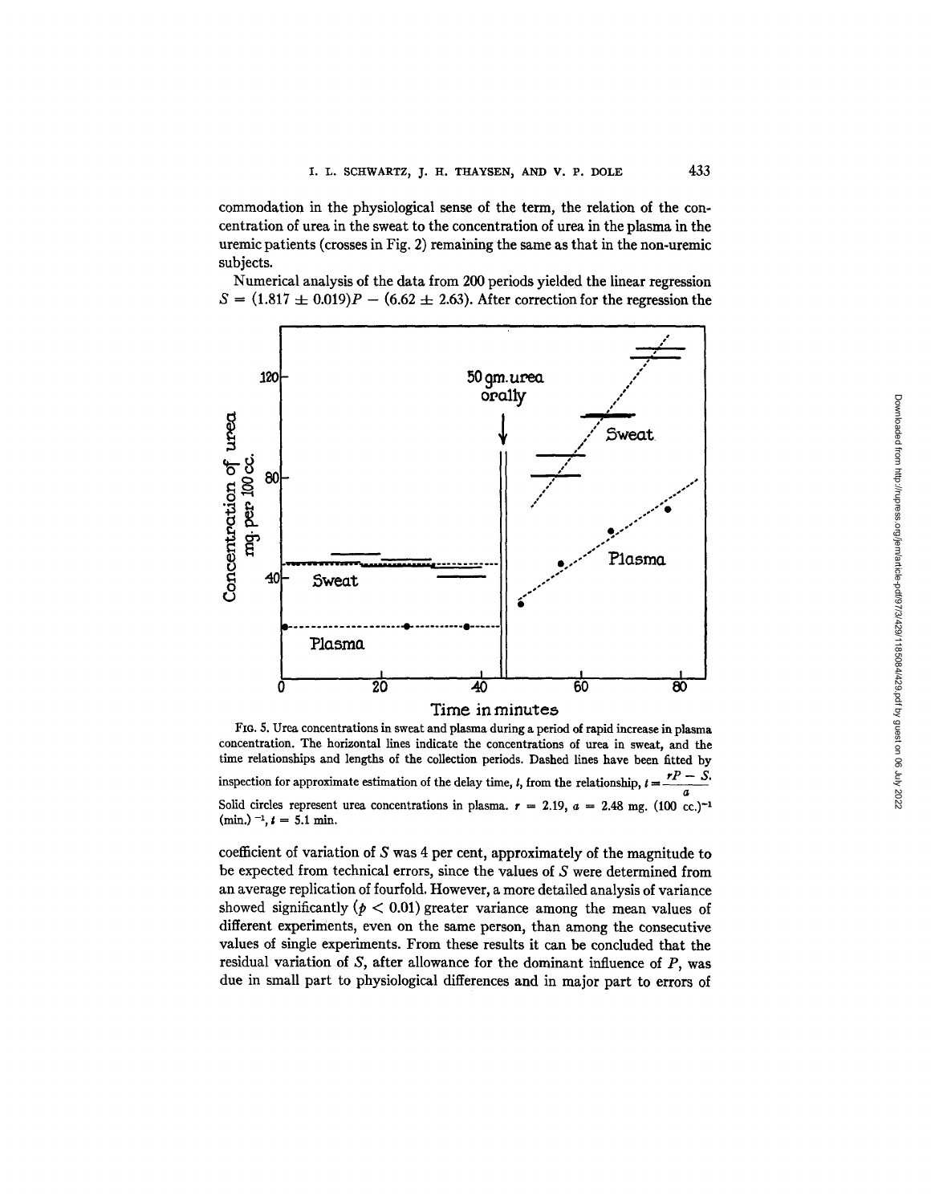commodation in the physiological sense of the term, the relation of the concentration of urea in the sweat to the concentration of urea in the plasma in the uremic patients (crosses in Fig. 2) remaining the same as that in the non-uremic subjects.

Numerical analysis of the data from 200 periods yielded the linear regression $S = (1.817 \pm 0.019)P - (6.62 \pm 2.63)$. After correction for the regression the

FIG. 5. Urea concentrations in sweat and plasma during a period of rapid increase in plasma concentration. The horizontal lines indicate the concentrations of urea in sweat, and the time relationships and lengths of the collection periods. Dashed lines have been fitted by inspection for approximate estimation of the delay time, $t$, from the relationship, $t = \frac{rP - S}{a}$. Solid circles represent urea concentrations in plasma. $r = 2.19$, $a = 2.48$ mg. (100 cc.)$^{-1}$ (min.)$^{-1}$, $t = 5.1$ min.

coefficient of variation of $S$ was 4 per cent, approximately of the magnitude to be expected from technical errors, since the values of $S$ were determined from an average replication of fourfold. However, a more detailed analysis of variance showed significantly ($p < 0.01$) greater variance among the mean values of different experiments, even on the same person, than among the consecutive values of single experiments. From these results it can be concluded that the residual variation of $S$, after allowance for the dominant influence of $P$, was due in small part to physiological differences and in major part to errors of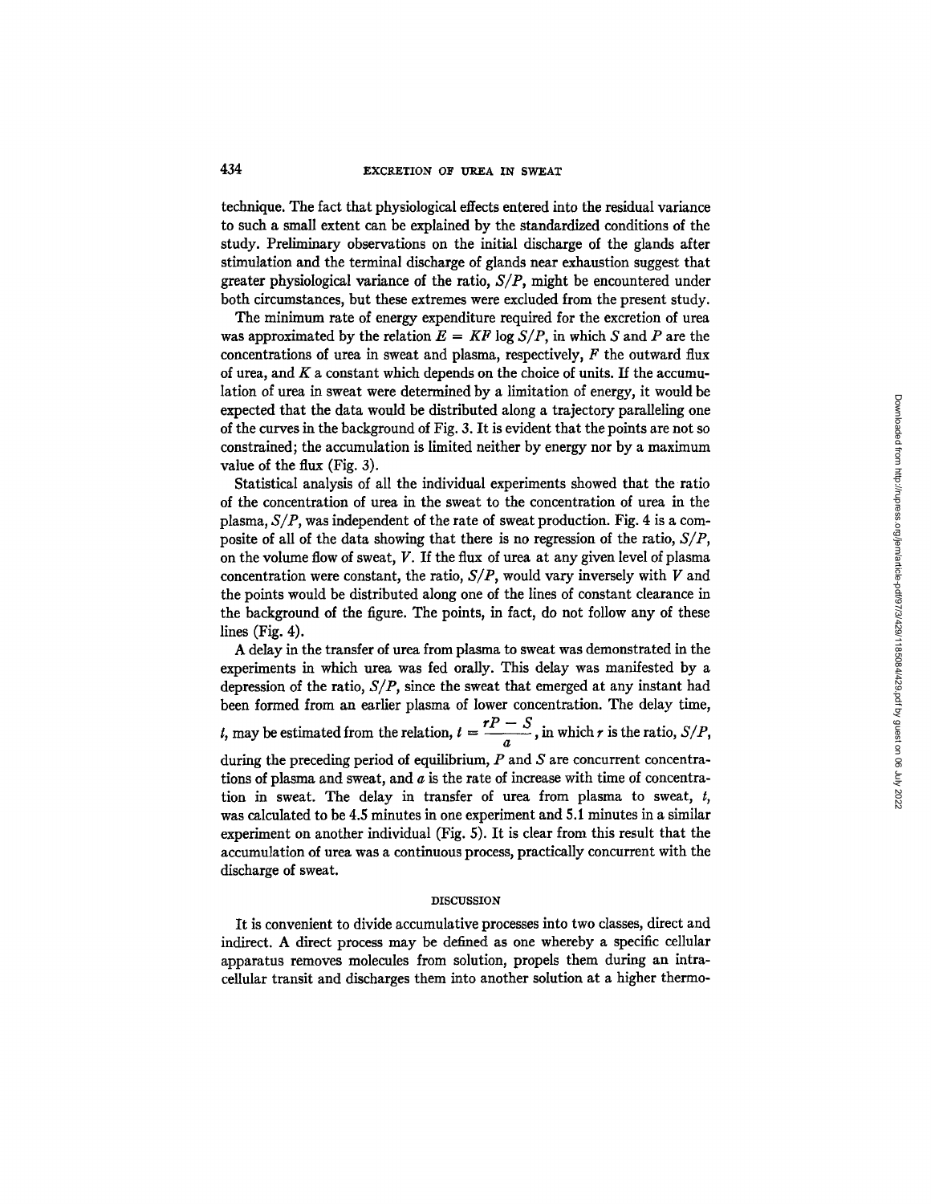technique. The fact that physiological effects entered into the residual variance to such a small extent can be explained by the standardized conditions of the study. Preliminary observations on the initial discharge of the glands after stimulation and the terminal discharge of glands near exhaustion suggest that greater physiological variance of the ratio, $S/P$, might be encountered under both circumstances, but these extremes were excluded from the present study.

The minimum rate of energy expenditure required for the excretion of urea was approximated by the relation $E = KF \log S/P$, in which $S$ and $P$ are the concentrations of urea in sweat and plasma, respectively, $F$ the outward flux of urea, and $K$ a constant which depends on the choice of units. If the accumulation of urea in sweat were determined by a limitation of energy, it would be expected that the data would be distributed along a trajectory paralleling one of the curves in the background of Fig. 3. It is evident that the points are not so constrained; the accumulation is limited neither by energy nor by a maximum value of the flux (Fig. 3).

Statistical analysis of all the individual experiments showed that the ratio of the concentration of urea in the sweat to the concentration of urea in the plasma, $S/P$, was independent of the rate of sweat production. Fig. 4 is a composite of all of the data showing that there is no regression of the ratio, $S/P$, on the volume flow of sweat, $V$. If the flux of urea at any given level of plasma concentration were constant, the ratio, $S/P$, would vary inversely with $V$ and the points would be distributed along one of the lines of constant clearance in the background of the figure. The points, in fact, do not follow any of these lines (Fig. 4).

A delay in the transfer of urea from plasma to sweat was demonstrated in the experiments in which urea was fed orally. This delay was manifested by a depression of the ratio, $S/P$, since the sweat that emerged at any instant had been formed from an earlier plasma of lower concentration. The delay time, $t$, may be estimated from the relation, $t = \frac{rP - S}{a}$, in which $r$ is the ratio, $S/P$, during the preceding period of equilibrium, $P$ and $S$ are concurrent concentrations of plasma and sweat, and $a$ is the rate of increase with time of concentration in sweat. The delay in transfer of urea from plasma to sweat, $t$, was calculated to be 4.5 minutes in one experiment and 5.1 minutes in a similar experiment on another individual (Fig. 5). It is clear from this result that the accumulation of urea was a continuous process, practically concurrent with the discharge of sweat.

## DISCUSSION

It is convenient to divide accumulative processes into two classes, direct and indirect. A direct process may be defined as one whereby a specific cellular apparatus removes molecules from solution, propels them during an intracellular transit and discharges them into another solution at a higher thermo-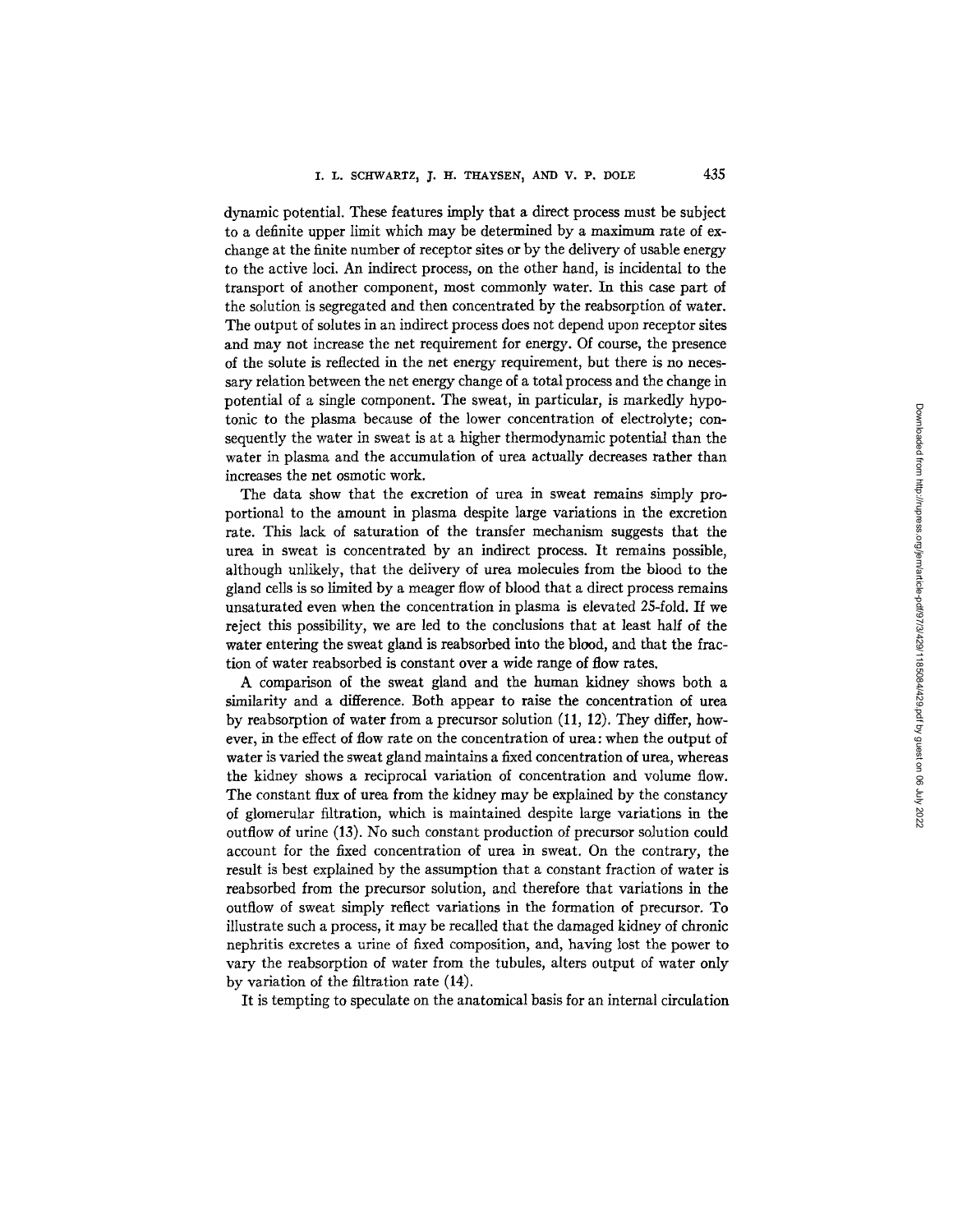dynamic potential. These features imply that a direct process must be subject to a definite upper limit which may be determined by a maximum rate of exchange at the finite number of receptor sites or by the delivery of usable energy to the active loci. An indirect process, on the other hand, is incidental to the transport of another component, most commonly water. In this case part of the solution is segregated and then concentrated by the reabsorption of water. The output of solutes in an indirect process does not depend upon receptor sites and may not increase the net requirement for energy. Of course, the presence of the solute is reflected in the net energy requirement, but there is no necessary relation between the net energy change of a total process and the change in potential of a single component. The sweat, in particular, is markedly hypotonic to the plasma because of the lower concentration of electrolyte; consequently the water in sweat is at a higher thermodynamic potential than the water in plasma and the accumulation of urea actually decreases rather than increases the net osmotic work.

The data show that the excretion of urea in sweat remains simply proportional to the amount in plasma despite large variations in the excretion rate. This lack of saturation of the transfer mechanism suggests that the urea in sweat is concentrated by an indirect process. It remains possible, although unlikely, that the delivery of urea molecules from the blood to the gland cells is so limited by a meager flow of blood that a direct process remains unsaturated even when the concentration in plasma is elevated 25-fold. If we reject this possibility, we are led to the conclusions that at least half of the water entering the sweat gland is reabsorbed into the blood, and that the fraction of water reabsorbed is constant over a wide range of flow rates.

A comparison of the sweat gland and the human kidney shows both a similarity and a difference. Both appear to raise the concentration of urea by reabsorption of water from a precursor solution (11, 12). They differ, however, in the effect of flow rate on the concentration of urea: when the output of water is varied the sweat gland maintains a fixed concentration of urea, whereas the kidney shows a reciprocal variation of concentration and volume flow. The constant flux of urea from the kidney may be explained by the constancy of glomerular filtration, which is maintained despite large variations in the outflow of urine (13). No such constant production of precursor solution could account for the fixed concentration of urea in sweat. On the contrary, the result is best explained by the assumption that a constant fraction of water is reabsorbed from the precursor solution, and therefore that variations in the outflow of sweat simply reflect variations in the formation of precursor. To illustrate such a process, it may be recalled that the damaged kidney of chronic nephritis excretes a urine of fixed composition, and, having lost the power to vary the reabsorption of water from the tubules, alters output of water only by variation of the filtration rate (14).

It is tempting to speculate on the anatomical basis for an internal circulation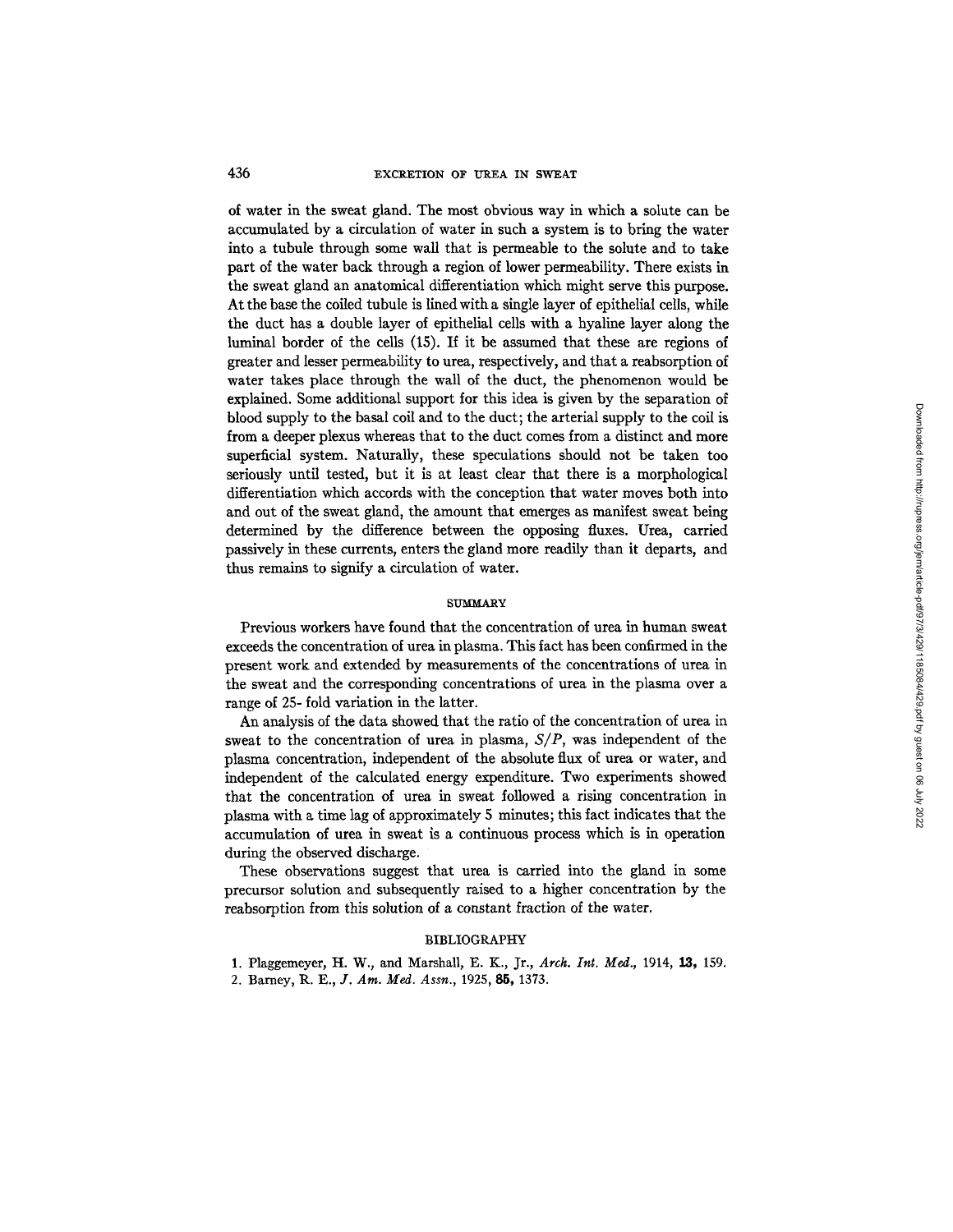of water in the sweat gland. The most obvious way in which a solute can be accumulated by a circulation of water in such a system is to bring the water into a tubule through some wall that is permeable to the solute and to take part of the water back through a region of lower permeability. There exists in the sweat gland an anatomical differentiation which might serve this purpose. At the base the coiled tubule is lined with a single layer of epithelial cells, while the duct has a double layer of epithelial cells with a hyaline layer along the luminal border of the cells (15). If it be assumed that these are regions of greater and lesser permeability to urea, respectively, and that a reabsorption of water takes place through the wall of the duct, the phenomenon would be explained. Some additional support for this idea is given by the separation of blood supply to the basal coil and to the duct; the arterial supply to the coil is from a deeper plexus whereas that to the duct comes from a distinct and more superficial system. Naturally, these speculations should not be taken too seriously until tested, but it is at least clear that there is a morphological differentiation which accords with the conception that water moves both into and out of the sweat gland, the amount that emerges as manifest sweat being determined by the difference between the opposing fluxes. Urea, carried passively in these currents, enters the gland more readily than it departs, and thus remains to signify a circulation of water.

## SUMMARY

Previous workers have found that the concentration of urea in human sweat exceeds the concentration of urea in plasma. This fact has been confirmed in the present work and extended by measurements of the concentrations of urea in the sweat and the corresponding concentrations of urea in the plasma over a range of 25- fold variation in the latter.

An analysis of the data showed that the ratio of the concentration of urea in sweat to the concentration of urea in plasma, $S/P$, was independent of the plasma concentration, independent of the absolute flux of urea or water, and independent of the calculated energy expenditure. Two experiments showed that the concentration of urea in sweat followed a rising concentration in plasma with a time lag of approximately 5 minutes; this fact indicates that the accumulation of urea in sweat is a continuous process which is in operation during the observed discharge.

These observations suggest that urea is carried into the gland in some precursor solution and subsequently raised to a higher concentration by the reabsorption from this solution of a constant fraction of the water.

## BIBLIOGRAPHY

1. Plaggemeyer, H. W., and Marshall, E. K., Jr., *Arch. Int. Med.*, 1914, **13,** 159.
2. Barney, R. E., *J. Am. Med. Assn.*, 1925, **85,** 1373.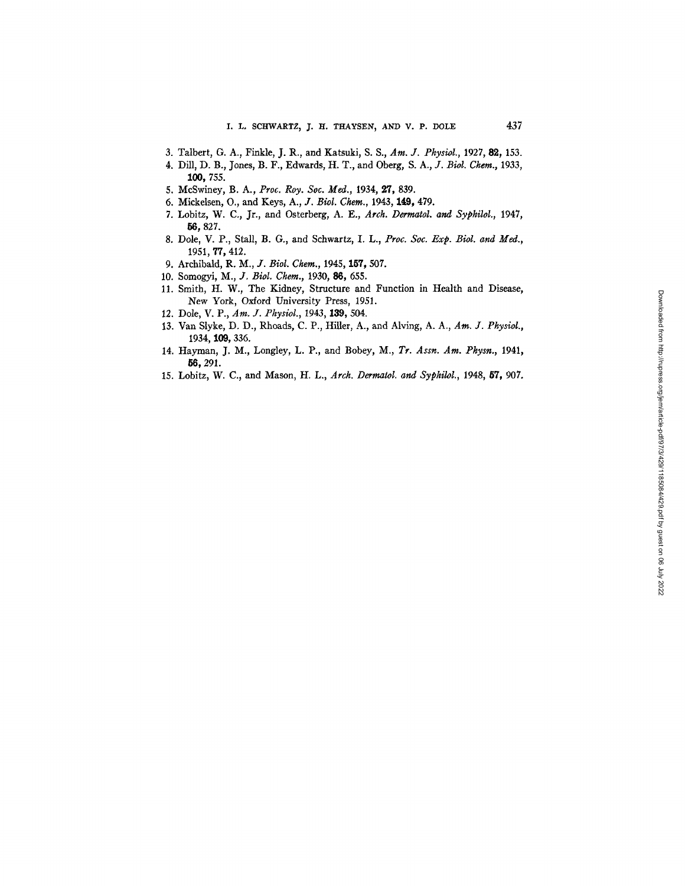3. Talbert, G. A., Finkle, J. R., and Katsuki, S. S., *Am. J. Physiol.*, 1927, **82,** 153.
4. Dill, D. B., Jones, B. F., Edwards, H. T., and Oberg, S. A., *J. Biol. Chem.*, 1933, **100,** 755.
5. McSwiney, B. A., *Proc. Roy. Soc. Med.*, 1934, **27,** 839.
6. Mickelsen, O., and Keys, A., *J. Biol. Chem.*, 1943, **149,** 479.
7. Lobitz, W. C., Jr., and Osterberg, A. E., *Arch. Dermatol. and Syphilol.*, 1947, **56,** 827.
8. Dole, V. P., Stall, B. G., and Schwartz, I. L., *Proc. Soc. Exp. Biol. and Med.*, 1951, **77,** 412.
9. Archibald, R. M., *J. Biol. Chem.*, 1945, **157,** 507.
10. Somogyi, M., *J. Biol. Chem.*, 1930, **86,** 655.
11. Smith, H. W., The Kidney, Structure and Function in Health and Disease, New York, Oxford University Press, 1951.
12. Dole, V. P., *Am. J. Physiol.*, 1943, **139,** 504.
13. Van Slyke, D. D., Rhoads, C. P., Hiller, A., and Alving, A. A., *Am. J. Physiol.*, 1934, **109,** 336.
14. Hayman, J. M., Longley, L. P., and Bobey, M., *Tr. Assn. Am. Physn.*, 1941, **56,** 291.
15. Lobitz, W. C., and Mason, H. L., *Arch. Dermatol. and Syphilol.*, 1948, **57,** 907.